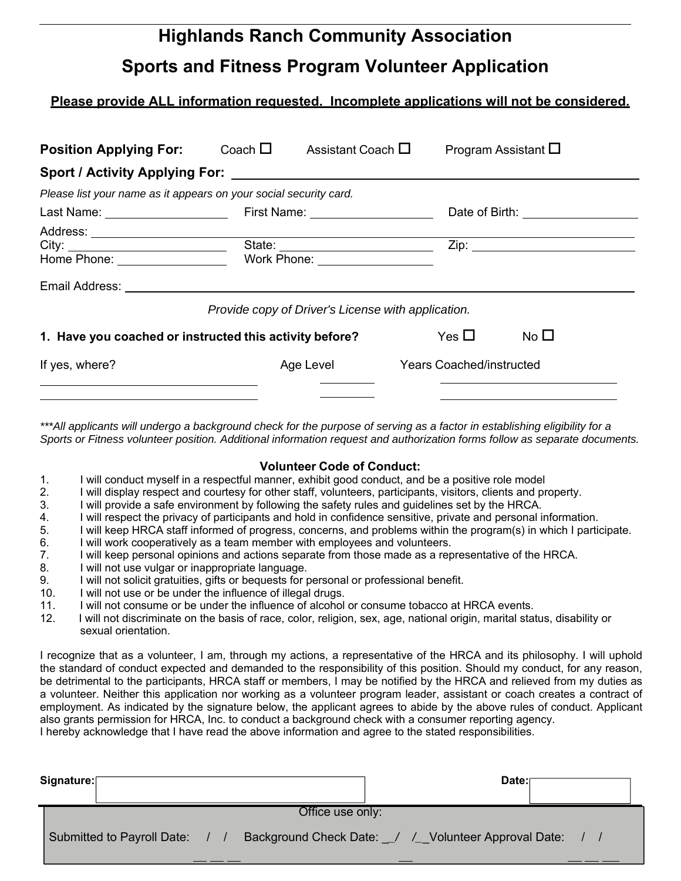# Highlands Ranch Community Association

## Sports and Fitness Program Volunteer Application

**Please provide ALL information requested. Incomplete applications will not be considered.**

**Position Applying For:** Coach ☐ Assistant Coach ☐ Program Assistant ☐

**Sport / Activity Applying For:** ______________________________

*Please list your name as it appears on your social security card.*

Last Name: ________________ First Name: ________________ Date of Birth: ________________

Address: ______________________________

City: ________________ State: ________________ Zip: ________________

Home Phone: ________________ Work Phone: ________________

Email Address: ______________________________

*Provide copy of Driver's License with application.*

**1. Have you coached or instructed this activity before?** Yes ☐ No ☐

| If yes, where? | Age Level | Years Coached/instructed |
|---|---|---|
| | | |
| | | |

****All applicants will undergo a background check for the purpose of serving as a factor in establishing eligibility for a Sports or Fitness volunteer position. Additional information request and authorization forms follow as separate documents.*

### Volunteer Code of Conduct:

1. I will conduct myself in a respectful manner, exhibit good conduct, and be a positive role model
2. I will display respect and courtesy for other staff, volunteers, participants, visitors, clients and property.
3. I will provide a safe environment by following the safety rules and guidelines set by the HRCA.
4. I will respect the privacy of participants and hold in confidence sensitive, private and personal information.
5. I will keep HRCA staff informed of progress, concerns, and problems within the program(s) in which I participate.
6. I will work cooperatively as a team member with employees and volunteers.
7. I will keep personal opinions and actions separate from those made as a representative of the HRCA.
8. I will not use vulgar or inappropriate language.
9. I will not solicit gratuities, gifts or bequests for personal or professional benefit.
10. I will not use or be under the influence of illegal drugs.
11. I will not consume or be under the influence of alcohol or consume tobacco at HRCA events.
12. I will not discriminate on the basis of race, color, religion, sex, age, national origin, marital status, disability or sexual orientation.

I recognize that as a volunteer, I am, through my actions, a representative of the HRCA and its philosophy. I will uphold the standard of conduct expected and demanded to the responsibility of this position. Should my conduct, for any reason, be detrimental to the participants, HRCA staff or members, I may be notified by the HRCA and relieved from my duties as a volunteer. Neither this application nor working as a volunteer program leader, assistant or coach creates a contract of employment. As indicated by the signature below, the applicant agrees to abide by the above rules of conduct. Applicant also grants permission for HRCA, Inc. to conduct a background check with a consumer reporting agency.
I hereby acknowledge that I have read the above information and agree to the stated responsibilities.

**Signature:** ________________ **Date:** ________________

Office use only:

Submitted to Payroll Date: __/__/__ Background Check Date: __/__/__ Volunteer Approval Date: __/__/__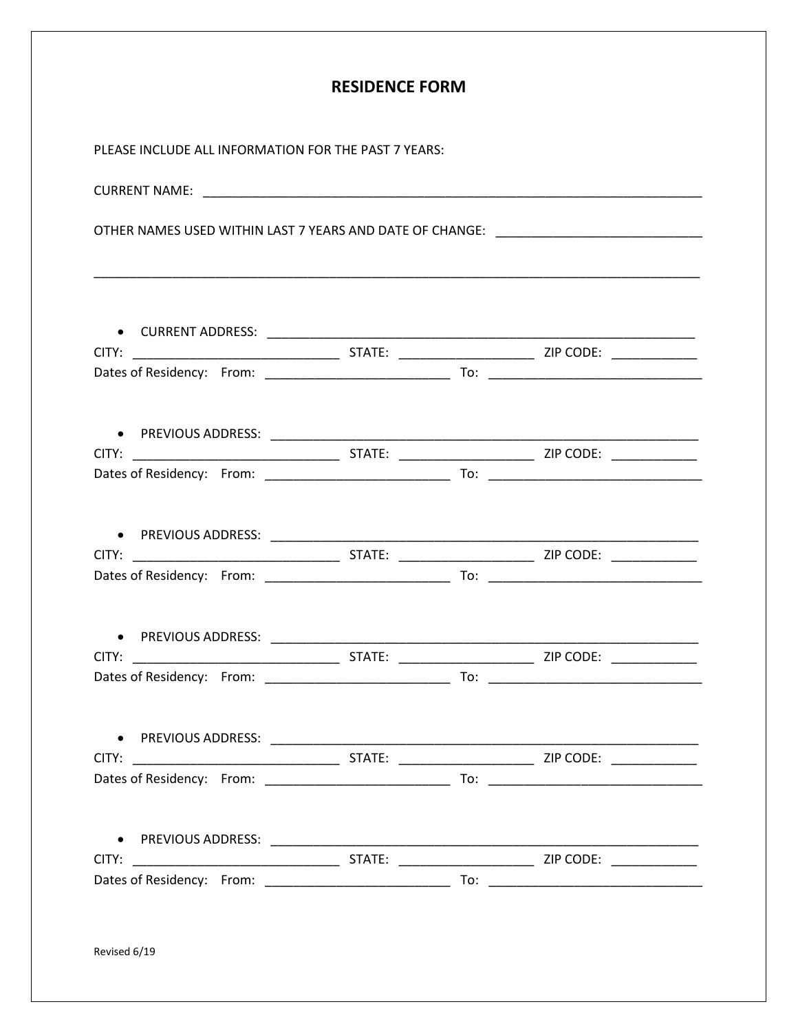# RESIDENCE FORM

PLEASE INCLUDE ALL INFORMATION FOR THE PAST 7 YEARS:

CURRENT NAME: ________________________________________________________________________

OTHER NAMES USED WITHIN LAST 7 YEARS AND DATE OF CHANGE: ____________________________

________________________________________________________________________________________

- CURRENT ADDRESS: ______________________________________________________________

CITY: _____________________________ STATE: ___________________ ZIP CODE: ____________

Dates of Residency: From: __________________________ To: ______________________________

- PREVIOUS ADDRESS: _____________________________________________________________

CITY: _____________________________ STATE: ___________________ ZIP CODE: ____________

Dates of Residency: From: __________________________ To: ______________________________

- PREVIOUS ADDRESS: _____________________________________________________________

CITY: _____________________________ STATE: ___________________ ZIP CODE: ____________

Dates of Residency: From: __________________________ To: ______________________________

- PREVIOUS ADDRESS: _____________________________________________________________

CITY: _____________________________ STATE: ___________________ ZIP CODE: ____________

Dates of Residency: From: __________________________ To: ______________________________

- PREVIOUS ADDRESS: _____________________________________________________________

CITY: _____________________________ STATE: ___________________ ZIP CODE: ____________

Dates of Residency: From: __________________________ To: ______________________________

- PREVIOUS ADDRESS: _____________________________________________________________

CITY: _____________________________ STATE: ___________________ ZIP CODE: ____________

Dates of Residency: From: __________________________ To: ______________________________

Revised 6/19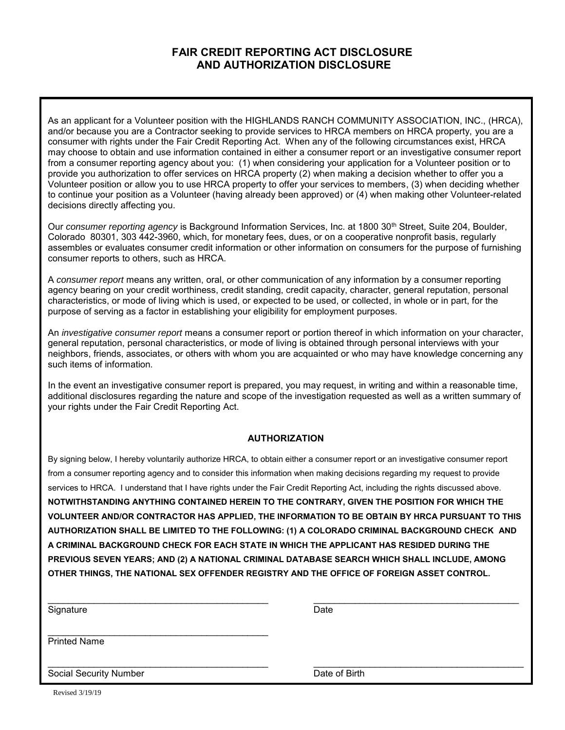# FAIR CREDIT REPORTING ACT DISCLOSURE AND AUTHORIZATION DISCLOSURE

As an applicant for a Volunteer position with the HIGHLANDS RANCH COMMUNITY ASSOCIATION, INC., (HRCA), and/or because you are a Contractor seeking to provide services to HRCA members on HRCA property, you are a consumer with rights under the Fair Credit Reporting Act. When any of the following circumstances exist, HRCA may choose to obtain and use information contained in either a consumer report or an investigative consumer report from a consumer reporting agency about you: (1) when considering your application for a Volunteer position or to provide you authorization to offer services on HRCA property (2) when making a decision whether to offer you a Volunteer position or allow you to use HRCA property to offer your services to members, (3) when deciding whether to continue your position as a Volunteer (having already been approved) or (4) when making other Volunteer-related decisions directly affecting you.

Our *consumer reporting agency* is Background Information Services, Inc. at 1800 30th Street, Suite 204, Boulder, Colorado 80301, 303 442-3960, which, for monetary fees, dues, or on a cooperative nonprofit basis, regularly assembles or evaluates consumer credit information or other information on consumers for the purpose of furnishing consumer reports to others, such as HRCA.

A *consumer report* means any written, oral, or other communication of any information by a consumer reporting agency bearing on your credit worthiness, credit standing, credit capacity, character, general reputation, personal characteristics, or mode of living which is used, or expected to be used, or collected, in whole or in part, for the purpose of serving as a factor in establishing your eligibility for employment purposes.

An *investigative consumer report* means a consumer report or portion thereof in which information on your character, general reputation, personal characteristics, or mode of living is obtained through personal interviews with your neighbors, friends, associates, or others with whom you are acquainted or who may have knowledge concerning any such items of information.

In the event an investigative consumer report is prepared, you may request, in writing and within a reasonable time, additional disclosures regarding the nature and scope of the investigation requested as well as a written summary of your rights under the Fair Credit Reporting Act.

## AUTHORIZATION

By signing below, I hereby voluntarily authorize HRCA, to obtain either a consumer report or an investigative consumer report from a consumer reporting agency and to consider this information when making decisions regarding my request to provide services to HRCA. I understand that I have rights under the Fair Credit Reporting Act, including the rights discussed above. **NOTWITHSTANDING ANYTHING CONTAINED HEREIN TO THE CONTRARY, GIVEN THE POSITION FOR WHICH THE VOLUNTEER AND/OR CONTRACTOR HAS APPLIED, THE INFORMATION TO BE OBTAIN BY HRCA PURSUANT TO THIS AUTHORIZATION SHALL BE LIMITED TO THE FOLLOWING: (1) A COLORADO CRIMINAL BACKGROUND CHECK AND A CRIMINAL BACKGROUND CHECK FOR EACH STATE IN WHICH THE APPLICANT HAS RESIDED DURING THE PREVIOUS SEVEN YEARS; AND (2) A NATIONAL CRIMINAL DATABASE SEARCH WHICH SHALL INCLUDE, AMONG OTHER THINGS, THE NATIONAL SEX OFFENDER REGISTRY AND THE OFFICE OF FOREIGN ASSET CONTROL.**

\_\_\_\_\_\_\_\_\_\_\_\_\_\_\_\_\_\_\_\_\_\_\_\_\_\_\_\_\_\_\_\_\_\_\_\_\_\_\_\_ \_\_\_\_\_\_\_\_\_\_\_\_\_\_\_\_\_\_\_\_\_\_\_\_\_\_\_\_\_\_\_\_\_\_\_\_\_\_\_\_
Signature Date

\_\_\_\_\_\_\_\_\_\_\_\_\_\_\_\_\_\_\_\_\_\_\_\_\_\_\_\_\_\_\_\_\_\_\_\_\_\_\_\_
Printed Name

\_\_\_\_\_\_\_\_\_\_\_\_\_\_\_\_\_\_\_\_\_\_\_\_\_\_\_\_\_\_\_\_\_\_\_\_\_\_\_\_ \_\_\_\_\_\_\_\_\_\_\_\_\_\_\_\_\_\_\_\_\_\_\_\_\_\_\_\_\_\_\_\_\_\_\_\_\_\_\_\_
Social Security Number Date of Birth

Revised 3/19/19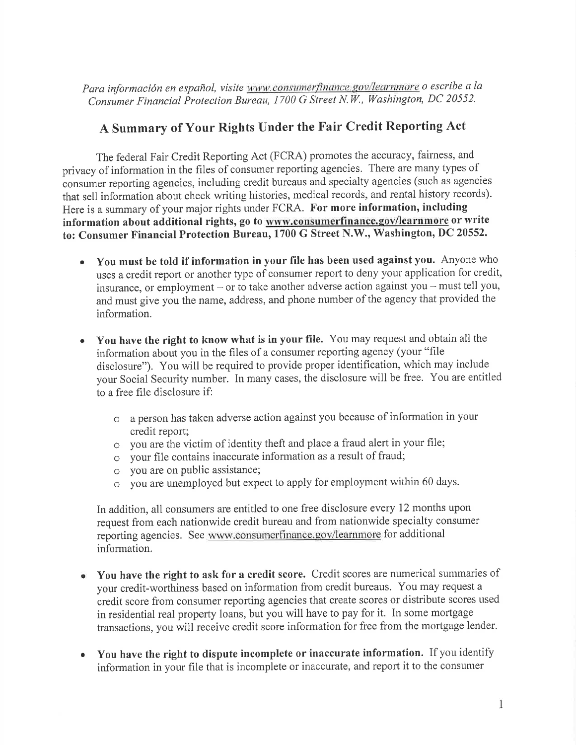*Para información en español, visite www.consumerfinance.gov/learnmore o escribe a la Consumer Financial Protection Bureau, 1700 G Street N.W., Washington, DC 20552.*

## A Summary of Your Rights Under the Fair Credit Reporting Act

The federal Fair Credit Reporting Act (FCRA) promotes the accuracy, fairness, and privacy of information in the files of consumer reporting agencies. There are many types of consumer reporting agencies, including credit bureaus and specialty agencies (such as agencies that sell information about check writing histories, medical records, and rental history records). Here is a summary of your major rights under FCRA. **For more information, including information about additional rights, go to www.consumerfinance.gov/learnmore or write to: Consumer Financial Protection Bureau, 1700 G Street N.W., Washington, DC 20552.**

- **You must be told if information in your file has been used against you.** Anyone who uses a credit report or another type of consumer report to deny your application for credit, insurance, or employment – or to take another adverse action against you – must tell you, and must give you the name, address, and phone number of the agency that provided the information.

- **You have the right to know what is in your file.** You may request and obtain all the information about you in the files of a consumer reporting agency (your "file disclosure"). You will be required to provide proper identification, which may include your Social Security number. In many cases, the disclosure will be free. You are entitled to a free file disclosure if:

  - a person has taken adverse action against you because of information in your credit report;
  - you are the victim of identity theft and place a fraud alert in your file;
  - your file contains inaccurate information as a result of fraud;
  - you are on public assistance;
  - you are unemployed but expect to apply for employment within 60 days.

  In addition, all consumers are entitled to one free disclosure every 12 months upon request from each nationwide credit bureau and from nationwide specialty consumer reporting agencies. See www.consumerfinance.gov/learnmore for additional information.

- **You have the right to ask for a credit score.** Credit scores are numerical summaries of your credit-worthiness based on information from credit bureaus. You may request a credit score from consumer reporting agencies that create scores or distribute scores used in residential real property loans, but you will have to pay for it. In some mortgage transactions, you will receive credit score information for free from the mortgage lender.

- **You have the right to dispute incomplete or inaccurate information.** If you identify information in your file that is incomplete or inaccurate, and report it to the consumer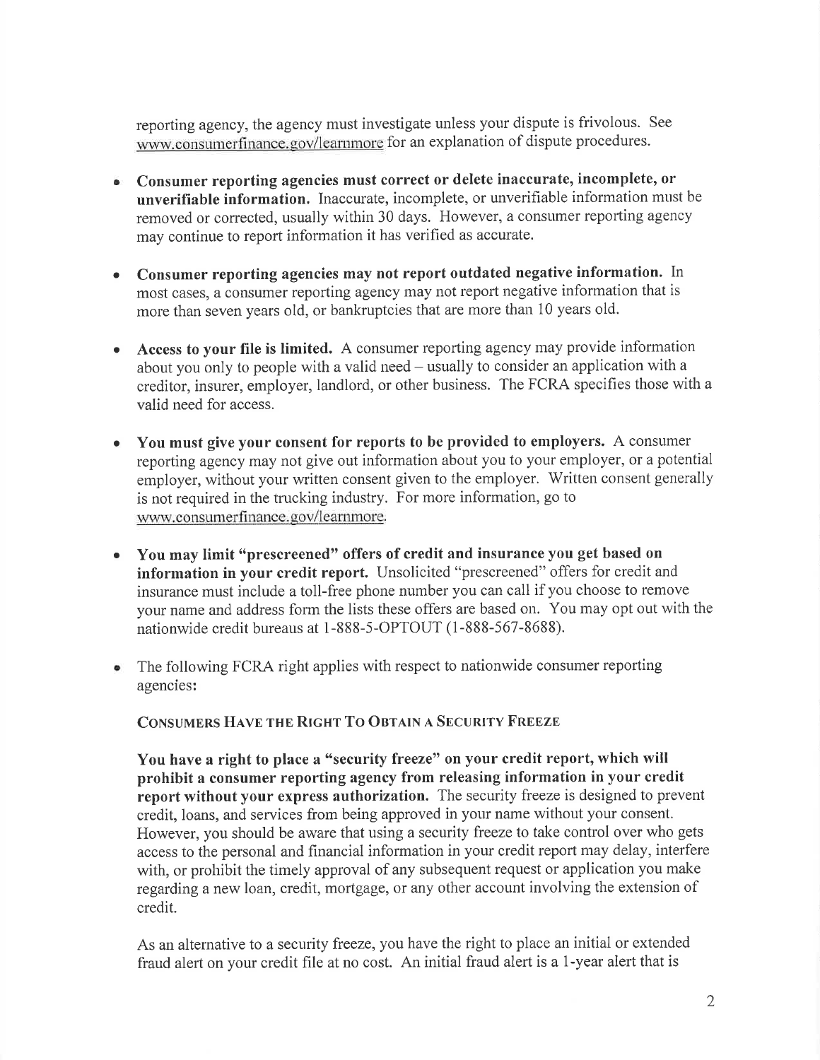reporting agency, the agency must investigate unless your dispute is frivolous. See www.consumerfinance.gov/learnmore for an explanation of dispute procedures.

- **Consumer reporting agencies must correct or delete inaccurate, incomplete, or unverifiable information.** Inaccurate, incomplete, or unverifiable information must be removed or corrected, usually within 30 days. However, a consumer reporting agency may continue to report information it has verified as accurate.

- **Consumer reporting agencies may not report outdated negative information.** In most cases, a consumer reporting agency may not report negative information that is more than seven years old, or bankruptcies that are more than 10 years old.

- **Access to your file is limited.** A consumer reporting agency may provide information about you only to people with a valid need – usually to consider an application with a creditor, insurer, employer, landlord, or other business. The FCRA specifies those with a valid need for access.

- **You must give your consent for reports to be provided to employers.** A consumer reporting agency may not give out information about you to your employer, or a potential employer, without your written consent given to the employer. Written consent generally is not required in the trucking industry. For more information, go to www.consumerfinance.gov/learnmore.

- **You may limit "prescreened" offers of credit and insurance you get based on information in your credit report.** Unsolicited "prescreened" offers for credit and insurance must include a toll-free phone number you can call if you choose to remove your name and address form the lists these offers are based on. You may opt out with the nationwide credit bureaus at 1-888-5-OPTOUT (1-888-567-8688).

- The following FCRA right applies with respect to nationwide consumer reporting agencies:

  CONSUMERS HAVE THE RIGHT TO OBTAIN A SECURITY FREEZE

  **You have a right to place a "security freeze" on your credit report, which will prohibit a consumer reporting agency from releasing information in your credit report without your express authorization.** The security freeze is designed to prevent credit, loans, and services from being approved in your name without your consent. However, you should be aware that using a security freeze to take control over who gets access to the personal and financial information in your credit report may delay, interfere with, or prohibit the timely approval of any subsequent request or application you make regarding a new loan, credit, mortgage, or any other account involving the extension of credit.

  As an alternative to a security freeze, you have the right to place an initial or extended fraud alert on your credit file at no cost. An initial fraud alert is a 1-year alert that is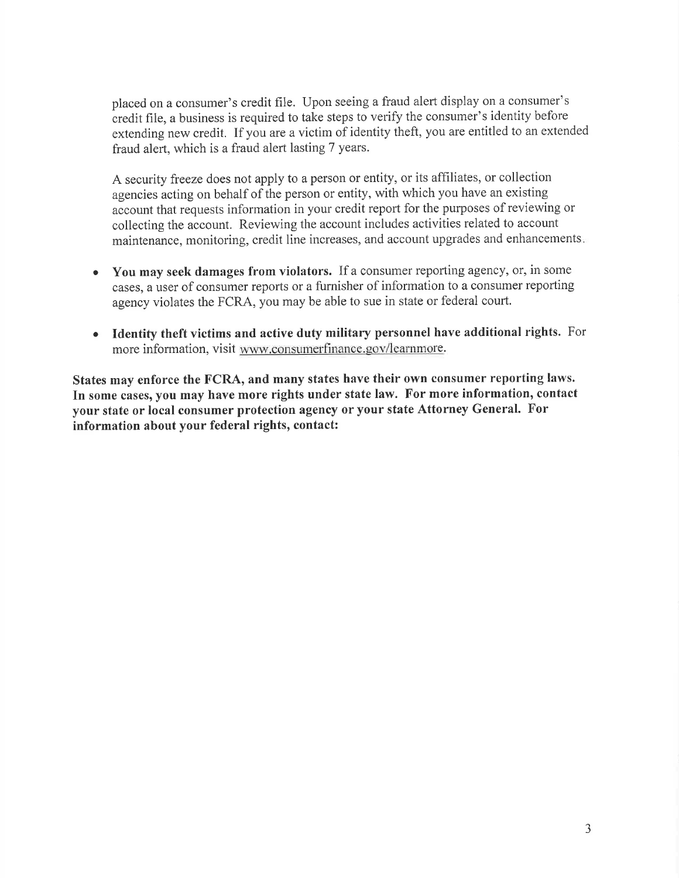placed on a consumer's credit file. Upon seeing a fraud alert display on a consumer's credit file, a business is required to take steps to verify the consumer's identity before extending new credit. If you are a victim of identity theft, you are entitled to an extended fraud alert, which is a fraud alert lasting 7 years.

A security freeze does not apply to a person or entity, or its affiliates, or collection agencies acting on behalf of the person or entity, with which you have an existing account that requests information in your credit report for the purposes of reviewing or collecting the account. Reviewing the account includes activities related to account maintenance, monitoring, credit line increases, and account upgrades and enhancements.

- **You may seek damages from violators.** If a consumer reporting agency, or, in some cases, a user of consumer reports or a furnisher of information to a consumer reporting agency violates the FCRA, you may be able to sue in state or federal court.

- **Identity theft victims and active duty military personnel have additional rights.** For more information, visit www.consumerfinance.gov/learnmore.

**States may enforce the FCRA, and many states have their own consumer reporting laws. In some cases, you may have more rights under state law. For more information, contact your state or local consumer protection agency or your state Attorney General. For information about your federal rights, contact:**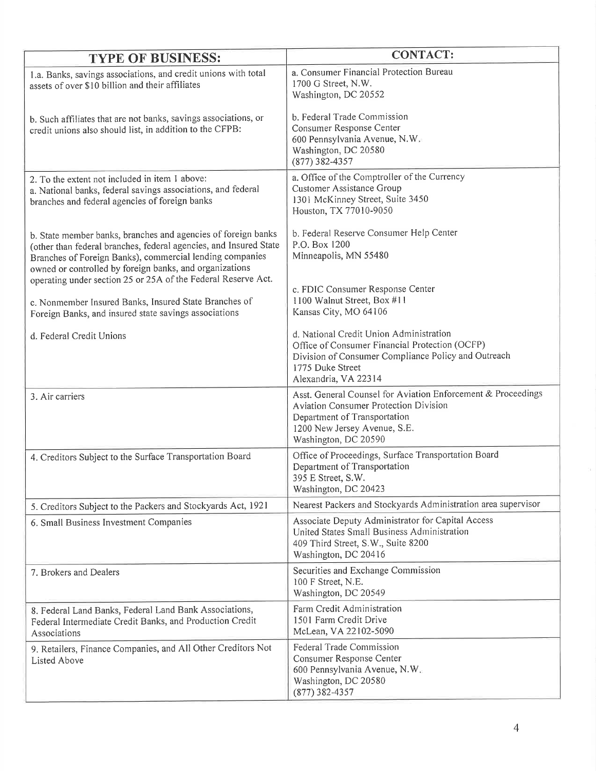| TYPE OF BUSINESS: | CONTACT: |
|---|---|
| 1.a. Banks, savings associations, and credit unions with total assets of over $10 billion and their affiliates<br><br>b. Such affiliates that are not banks, savings associations, or credit unions also should list, in addition to the CFPB: | a. Consumer Financial Protection Bureau<br>1700 G Street, N.W.<br>Washington, DC 20552<br><br>b. Federal Trade Commission<br>Consumer Response Center<br>600 Pennsylvania Avenue, N.W.<br>Washington, DC 20580<br>(877) 382-4357 |
| 2. To the extent not included in item 1 above:<br>a. National banks, federal savings associations, and federal branches and federal agencies of foreign banks<br><br>b. State member banks, branches and agencies of foreign banks (other than federal branches, federal agencies, and Insured State Branches of Foreign Banks), commercial lending companies owned or controlled by foreign banks, and organizations operating under section 25 or 25A of the Federal Reserve Act.<br><br>c. Nonmember Insured Banks, Insured State Branches of Foreign Banks, and insured state savings associations<br><br>d. Federal Credit Unions | a. Office of the Comptroller of the Currency<br>Customer Assistance Group<br>1301 McKinney Street, Suite 3450<br>Houston, TX 77010-9050<br><br>b. Federal Reserve Consumer Help Center<br>P.O. Box 1200<br>Minneapolis, MN 55480<br><br>c. FDIC Consumer Response Center<br>1100 Walnut Street, Box #11<br>Kansas City, MO 64106<br><br>d. National Credit Union Administration<br>Office of Consumer Financial Protection (OCFP)<br>Division of Consumer Compliance Policy and Outreach<br>1775 Duke Street<br>Alexandria, VA 22314 |
| 3. Air carriers | Asst. General Counsel for Aviation Enforcement & Proceedings<br>Aviation Consumer Protection Division<br>Department of Transportation<br>1200 New Jersey Avenue, S.E.<br>Washington, DC 20590 |
| 4. Creditors Subject to the Surface Transportation Board | Office of Proceedings, Surface Transportation Board<br>Department of Transportation<br>395 E Street, S.W.<br>Washington, DC 20423 |
| 5. Creditors Subject to the Packers and Stockyards Act, 1921 | Nearest Packers and Stockyards Administration area supervisor |
| 6. Small Business Investment Companies | Associate Deputy Administrator for Capital Access<br>United States Small Business Administration<br>409 Third Street, S.W., Suite 8200<br>Washington, DC 20416 |
| 7. Brokers and Dealers | Securities and Exchange Commission<br>100 F Street, N.E.<br>Washington, DC 20549 |
| 8. Federal Land Banks, Federal Land Bank Associations, Federal Intermediate Credit Banks, and Production Credit Associations | Farm Credit Administration<br>1501 Farm Credit Drive<br>McLean, VA 22102-5090 |
| 9. Retailers, Finance Companies, and All Other Creditors Not Listed Above | Federal Trade Commission<br>Consumer Response Center<br>600 Pennsylvania Avenue, N.W.<br>Washington, DC 20580<br>(877) 382-4357 |